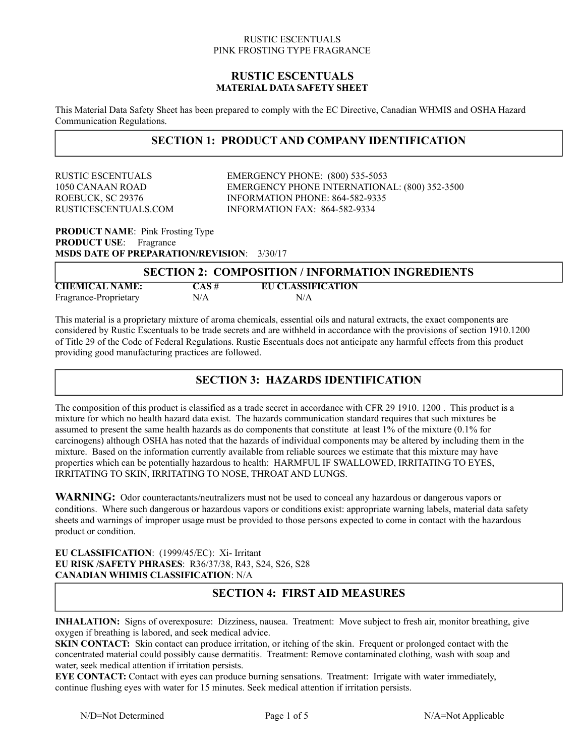# RUSTIC ESCENTUALS

## MATERIAL DATA SAFETY SHEET

This Material Data Safety Sheet has been prepared to comply with the EC Directive, Canadian WHMIS and OSHA Hazard Communication Regulations.

## SECTION 1: PRODUCT AND COMPANY IDENTIFICATION

RUSTIC ESCENTUALS
1050 CANAAN ROAD
ROEBUCK, SC 29376
RUSTICESCENTUALS.COM

EMERGENCY PHONE: (800) 535-5053
EMERGENCY PHONE INTERNATIONAL: (800) 352-3500
INFORMATION PHONE: 864-582-9335
INFORMATION FAX: 864-582-9334

**PRODUCT NAME**: Pink Frosting Type
**PRODUCT USE**: Fragrance
**MSDS DATE OF PREPARATION/REVISION**: 3/30/17

## SECTION 2: COMPOSITION / INFORMATION INGREDIENTS

| CHEMICAL NAME: | CAS # | EU CLASSIFICATION |
|---|---|---|
| Fragrance-Proprietary | N/A | N/A |

This material is a proprietary mixture of aroma chemicals, essential oils and natural extracts, the exact components are considered by Rustic Escentuals to be trade secrets and are withheld in accordance with the provisions of section 1910.1200 of Title 29 of the Code of Federal Regulations. Rustic Escentuals does not anticipate any harmful effects from this product providing good manufacturing practices are followed.

## SECTION 3: HAZARDS IDENTIFICATION

The composition of this product is classified as a trade secret in accordance with CFR 29 1910. 1200 . This product is a mixture for which no health hazard data exist. The hazards communication standard requires that such mixtures be assumed to present the same health hazards as do components that constitute at least 1% of the mixture (0.1% for carcinogens) although OSHA has noted that the hazards of individual components may be altered by including them in the mixture. Based on the information currently available from reliable sources we estimate that this mixture may have properties which can be potentially hazardous to health: HARMFUL IF SWALLOWED, IRRITATING TO EYES, IRRITATING TO SKIN, IRRITATING TO NOSE, THROAT AND LUNGS.

**WARNING:** Odor counteractants/neutralizers must not be used to conceal any hazardous or dangerous vapors or conditions. Where such dangerous or hazardous vapors or conditions exist: appropriate warning labels, material data safety sheets and warnings of improper usage must be provided to those persons expected to come in contact with the hazardous product or condition.

**EU CLASSIFICATION**: (1999/45/EC): Xi- Irritant
**EU RISK /SAFETY PHRASES**: R36/37/38, R43, S24, S26, S28
**CANADIAN WHIMIS CLASSIFICATION**: N/A

## SECTION 4: FIRST AID MEASURES

**INHALATION:** Signs of overexposure: Dizziness, nausea. Treatment: Move subject to fresh air, monitor breathing, give oxygen if breathing is labored, and seek medical advice.
**SKIN CONTACT:** Skin contact can produce irritation, or itching of the skin. Frequent or prolonged contact with the concentrated material could possibly cause dermatitis. Treatment: Remove contaminated clothing, wash with soap and water, seek medical attention if irritation persists.
**EYE CONTACT:** Contact with eyes can produce burning sensations. Treatment: Irrigate with water immediately, continue flushing eyes with water for 15 minutes. Seek medical attention if irritation persists.

N/D=Not Determined N/A=Not Applicable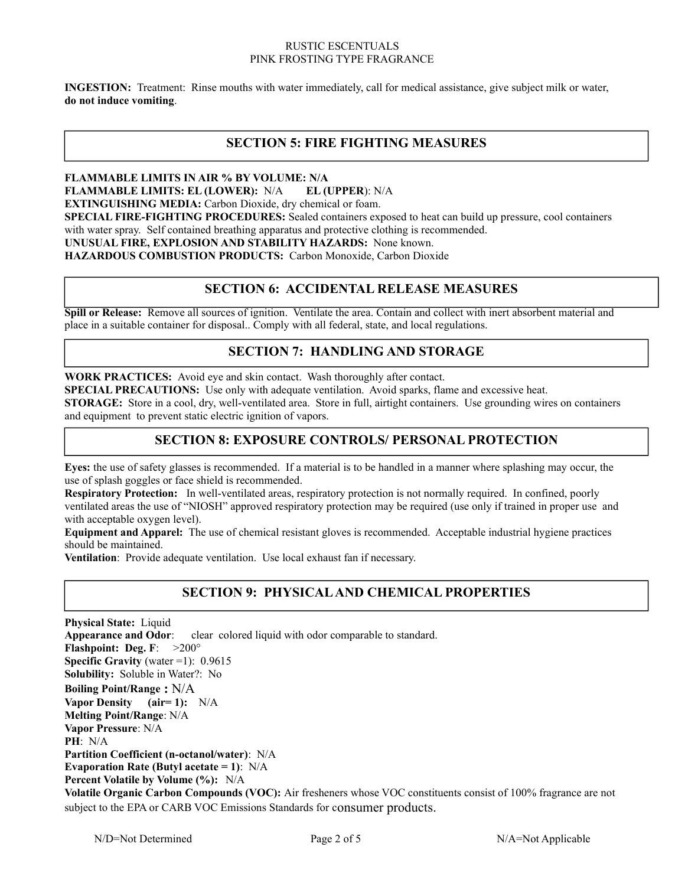**INGESTION:** Treatment: Rinse mouths with water immediately, call for medical assistance, give subject milk or water, **do not induce vomiting**.

## SECTION 5: FIRE FIGHTING MEASURES

**FLAMMABLE LIMITS IN AIR % BY VOLUME: N/A**
**FLAMMABLE LIMITS: EL (LOWER):** N/A **EL (UPPER)**: N/A
**EXTINGUISHING MEDIA:** Carbon Dioxide, dry chemical or foam.
**SPECIAL FIRE-FIGHTING PROCEDURES:** Sealed containers exposed to heat can build up pressure, cool containers with water spray. Self contained breathing apparatus and protective clothing is recommended.
**UNUSUAL FIRE, EXPLOSION AND STABILITY HAZARDS:** None known.
**HAZARDOUS COMBUSTION PRODUCTS:** Carbon Monoxide, Carbon Dioxide

## SECTION 6: ACCIDENTAL RELEASE MEASURES

**Spill or Release:** Remove all sources of ignition. Ventilate the area. Contain and collect with inert absorbent material and place in a suitable container for disposal.. Comply with all federal, state, and local regulations.

## SECTION 7: HANDLING AND STORAGE

**WORK PRACTICES:** Avoid eye and skin contact. Wash thoroughly after contact.
**SPECIAL PRECAUTIONS:** Use only with adequate ventilation. Avoid sparks, flame and excessive heat.
**STORAGE:** Store in a cool, dry, well-ventilated area. Store in full, airtight containers. Use grounding wires on containers and equipment to prevent static electric ignition of vapors.

## SECTION 8: EXPOSURE CONTROLS/ PERSONAL PROTECTION

**Eyes:** the use of safety glasses is recommended. If a material is to be handled in a manner where splashing may occur, the use of splash goggles or face shield is recommended.
**Respiratory Protection:** In well-ventilated areas, respiratory protection is not normally required. In confined, poorly ventilated areas the use of "NIOSH" approved respiratory protection may be required (use only if trained in proper use and with acceptable oxygen level).
**Equipment and Apparel:** The use of chemical resistant gloves is recommended. Acceptable industrial hygiene practices should be maintained.
**Ventilation**: Provide adequate ventilation. Use local exhaust fan if necessary.

## SECTION 9: PHYSICAL AND CHEMICAL PROPERTIES

**Physical State:** Liquid
**Appearance and Odor**: clear colored liquid with odor comparable to standard.
**Flashpoint: Deg. F**: >200°
**Specific Gravity** (water =1): 0.9615
**Solubility:** Soluble in Water?: No
**Boiling Point/Range :** N/A
**Vapor Density (air= 1):** N/A
**Melting Point/Range**: N/A
**Vapor Pressure**: N/A
**PH**: N/A
**Partition Coefficient (n-octanol/water)**: N/A
**Evaporation Rate (Butyl acetate = 1)**: N/A
**Percent Volatile by Volume (%):** N/A
**Volatile Organic Carbon Compounds (VOC):** Air fresheners whose VOC constituents consist of 100% fragrance are not subject to the EPA or CARB VOC Emissions Standards for consumer products.

N/D=Not Determined N/A=Not Applicable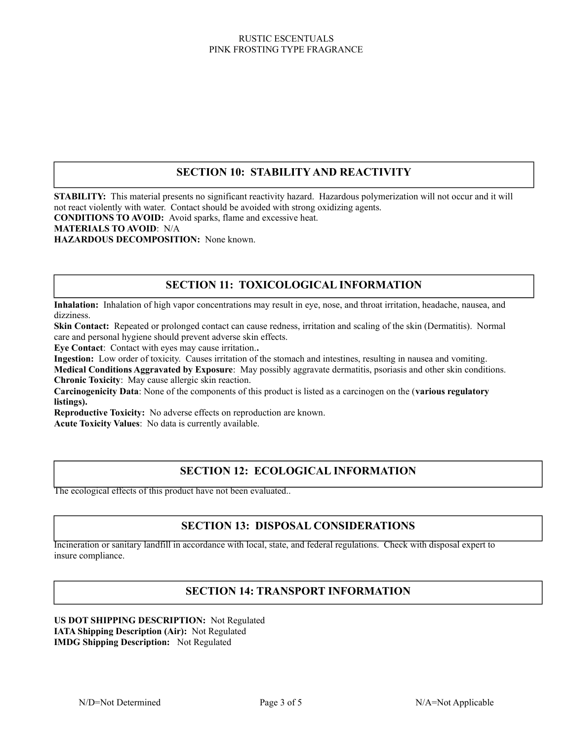## SECTION 10: STABILITY AND REACTIVITY

**STABILITY:** This material presents no significant reactivity hazard. Hazardous polymerization will not occur and it will not react violently with water. Contact should be avoided with strong oxidizing agents.
**CONDITIONS TO AVOID:** Avoid sparks, flame and excessive heat.
**MATERIALS TO AVOID**: N/A
**HAZARDOUS DECOMPOSITION:** None known.

## SECTION 11: TOXICOLOGICAL INFORMATION

**Inhalation:** Inhalation of high vapor concentrations may result in eye, nose, and throat irritation, headache, nausea, and dizziness.
**Skin Contact:** Repeated or prolonged contact can cause redness, irritation and scaling of the skin (Dermatitis). Normal care and personal hygiene should prevent adverse skin effects.
**Eye Contact**: Contact with eyes may cause irritation.**.**
**Ingestion:** Low order of toxicity. Causes irritation of the stomach and intestines, resulting in nausea and vomiting.
**Medical Conditions Aggravated by Exposure**: May possibly aggravate dermatitis, psoriasis and other skin conditions.
**Chronic Toxicity**: May cause allergic skin reaction.
**Carcinogenicity Data**: None of the components of this product is listed as a carcinogen on the (**various regulatory listings).**
**Reproductive Toxicity:** No adverse effects on reproduction are known.
**Acute Toxicity Values**: No data is currently available.

## SECTION 12: ECOLOGICAL INFORMATION

The ecological effects of this product have not been evaluated..

## SECTION 13: DISPOSAL CONSIDERATIONS

Incineration or sanitary landfill in accordance with local, state, and federal regulations. Check with disposal expert to insure compliance.

## SECTION 14: TRANSPORT INFORMATION

**US DOT SHIPPING DESCRIPTION:** Not Regulated
**IATA Shipping Description (Air):** Not Regulated
**IMDG Shipping Description:** Not Regulated

N/D=Not Determined N/A=Not Applicable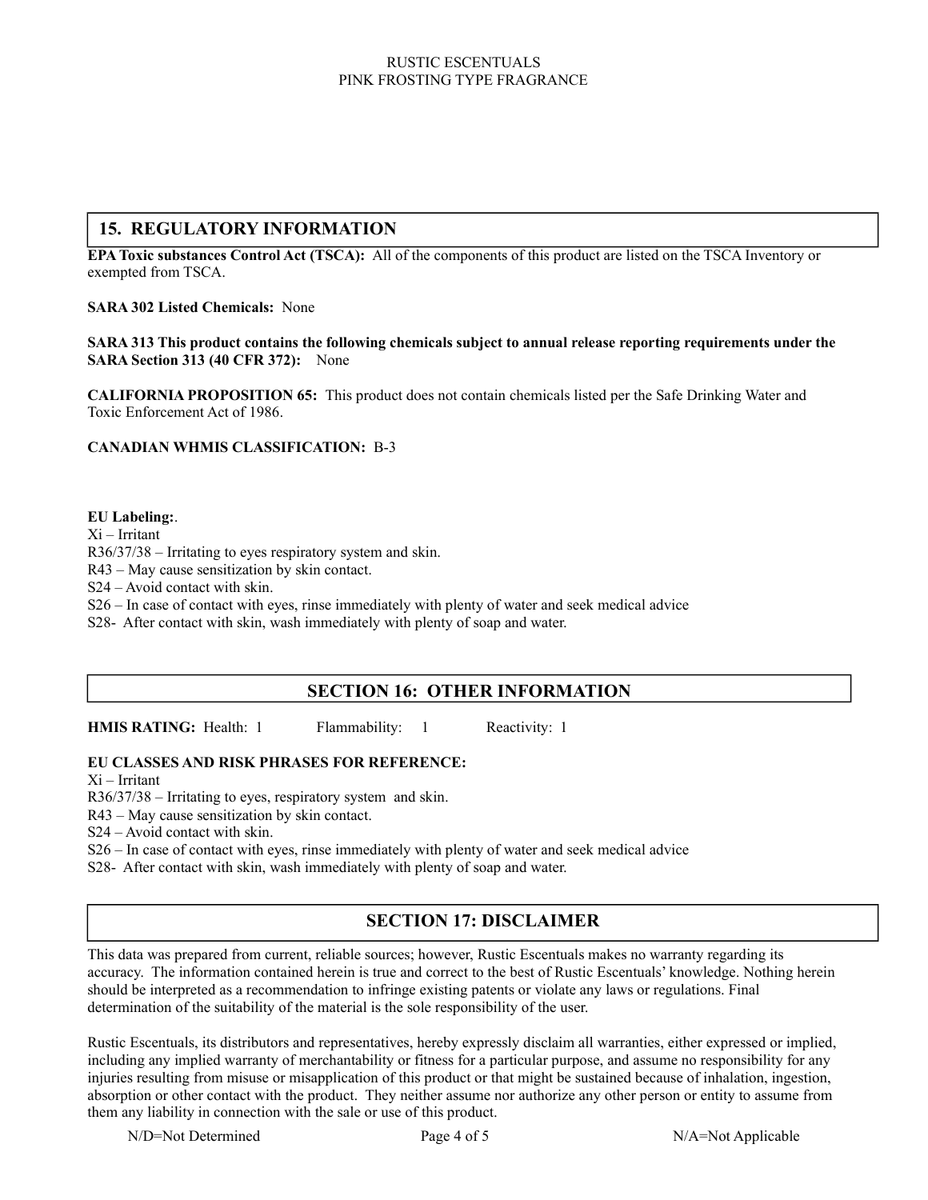## 15. REGULATORY INFORMATION

**EPA Toxic substances Control Act (TSCA):** All of the components of this product are listed on the TSCA Inventory or exempted from TSCA.

**SARA 302 Listed Chemicals:** None

**SARA 313 This product contains the following chemicals subject to annual release reporting requirements under the SARA Section 313 (40 CFR 372):** None

**CALIFORNIA PROPOSITION 65:** This product does not contain chemicals listed per the Safe Drinking Water and Toxic Enforcement Act of 1986.

**CANADIAN WHMIS CLASSIFICATION:** B-3

**EU Labeling:**.
Xi – Irritant
R36/37/38 – Irritating to eyes respiratory system and skin.
R43 – May cause sensitization by skin contact.
S24 – Avoid contact with skin.
S26 – In case of contact with eyes, rinse immediately with plenty of water and seek medical advice
S28- After contact with skin, wash immediately with plenty of soap and water.

## SECTION 16: OTHER INFORMATION

**HMIS RATING:** Health: 1 Flammability: 1 Reactivity: 1

**EU CLASSES AND RISK PHRASES FOR REFERENCE:**
Xi – Irritant
R36/37/38 – Irritating to eyes, respiratory system and skin.
R43 – May cause sensitization by skin contact.
S24 – Avoid contact with skin.
S26 – In case of contact with eyes, rinse immediately with plenty of water and seek medical advice
S28- After contact with skin, wash immediately with plenty of soap and water.

## SECTION 17: DISCLAIMER

This data was prepared from current, reliable sources; however, Rustic Escentuals makes no warranty regarding its accuracy. The information contained herein is true and correct to the best of Rustic Escentuals' knowledge. Nothing herein should be interpreted as a recommendation to infringe existing patents or violate any laws or regulations. Final determination of the suitability of the material is the sole responsibility of the user.

Rustic Escentuals, its distributors and representatives, hereby expressly disclaim all warranties, either expressed or implied, including any implied warranty of merchantability or fitness for a particular purpose, and assume no responsibility for any injuries resulting from misuse or misapplication of this product or that might be sustained because of inhalation, ingestion, absorption or other contact with the product. They neither assume nor authorize any other person or entity to assume from them any liability in connection with the sale or use of this product.

N/D=Not Determined N/A=Not Applicable